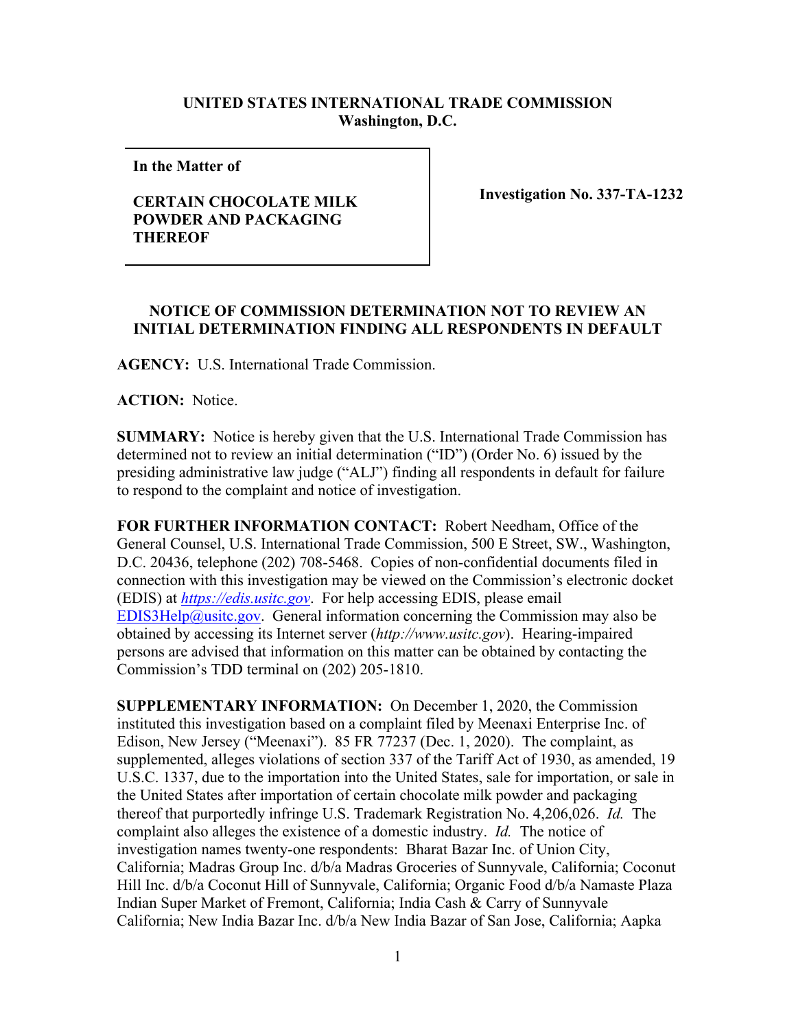**UNITED STATES INTERNATIONAL TRADE COMMISSION**
**Washington, D.C.**

| In the Matter of<br><br>**CERTAIN CHOCOLATE MILK POWDER AND PACKAGING THEREOF** | **Investigation No. 337-TA-1232** |
|---|---|

**NOTICE OF COMMISSION DETERMINATION NOT TO REVIEW AN INITIAL DETERMINATION FINDING ALL RESPONDENTS IN DEFAULT**

**AGENCY:** U.S. International Trade Commission.

**ACTION:** Notice.

**SUMMARY:** Notice is hereby given that the U.S. International Trade Commission has determined not to review an initial determination ("ID") (Order No. 6) issued by the presiding administrative law judge ("ALJ") finding all respondents in default for failure to respond to the complaint and notice of investigation.

**FOR FURTHER INFORMATION CONTACT:** Robert Needham, Office of the General Counsel, U.S. International Trade Commission, 500 E Street, SW., Washington, D.C. 20436, telephone (202) 708-5468. Copies of non-confidential documents filed in connection with this investigation may be viewed on the Commission's electronic docket (EDIS) at *https://edis.usitc.gov*. For help accessing EDIS, please email EDIS3Help@usitc.gov. General information concerning the Commission may also be obtained by accessing its Internet server (*http://www.usitc.gov*). Hearing-impaired persons are advised that information on this matter can be obtained by contacting the Commission's TDD terminal on (202) 205-1810.

**SUPPLEMENTARY INFORMATION:** On December 1, 2020, the Commission instituted this investigation based on a complaint filed by Meenaxi Enterprise Inc. of Edison, New Jersey ("Meenaxi"). 85 FR 77237 (Dec. 1, 2020). The complaint, as supplemented, alleges violations of section 337 of the Tariff Act of 1930, as amended, 19 U.S.C. 1337, due to the importation into the United States, sale for importation, or sale in the United States after importation of certain chocolate milk powder and packaging thereof that purportedly infringe U.S. Trademark Registration No. 4,206,026. *Id.* The complaint also alleges the existence of a domestic industry. *Id.* The notice of investigation names twenty-one respondents: Bharat Bazar Inc. of Union City, California; Madras Group Inc. d/b/a Madras Groceries of Sunnyvale, California; Coconut Hill Inc. d/b/a Coconut Hill of Sunnyvale, California; Organic Food d/b/a Namaste Plaza Indian Super Market of Fremont, California; India Cash & Carry of Sunnyvale California; New India Bazar Inc. d/b/a New India Bazar of San Jose, California; Aapka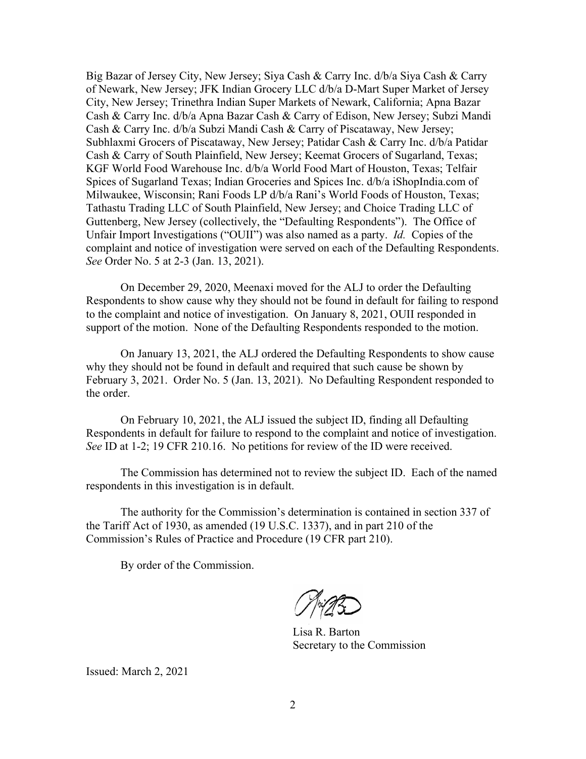Big Bazar of Jersey City, New Jersey; Siya Cash & Carry Inc. d/b/a Siya Cash & Carry of Newark, New Jersey; JFK Indian Grocery LLC d/b/a D-Mart Super Market of Jersey City, New Jersey; Trinethra Indian Super Markets of Newark, California; Apna Bazar Cash & Carry Inc. d/b/a Apna Bazar Cash & Carry of Edison, New Jersey; Subzi Mandi Cash & Carry Inc. d/b/a Subzi Mandi Cash & Carry of Piscataway, New Jersey; Subhlaxmi Grocers of Piscataway, New Jersey; Patidar Cash & Carry Inc. d/b/a Patidar Cash & Carry of South Plainfield, New Jersey; Keemat Grocers of Sugarland, Texas; KGF World Food Warehouse Inc. d/b/a World Food Mart of Houston, Texas; Telfair Spices of Sugarland Texas; Indian Groceries and Spices Inc. d/b/a iShopIndia.com of Milwaukee, Wisconsin; Rani Foods LP d/b/a Rani's World Foods of Houston, Texas; Tathastu Trading LLC of South Plainfield, New Jersey; and Choice Trading LLC of Guttenberg, New Jersey (collectively, the "Defaulting Respondents"). The Office of Unfair Import Investigations ("OUII") was also named as a party. *Id.* Copies of the complaint and notice of investigation were served on each of the Defaulting Respondents. *See* Order No. 5 at 2-3 (Jan. 13, 2021).

On December 29, 2020, Meenaxi moved for the ALJ to order the Defaulting Respondents to show cause why they should not be found in default for failing to respond to the complaint and notice of investigation. On January 8, 2021, OUII responded in support of the motion. None of the Defaulting Respondents responded to the motion.

On January 13, 2021, the ALJ ordered the Defaulting Respondents to show cause why they should not be found in default and required that such cause be shown by February 3, 2021. Order No. 5 (Jan. 13, 2021). No Defaulting Respondent responded to the order.

On February 10, 2021, the ALJ issued the subject ID, finding all Defaulting Respondents in default for failure to respond to the complaint and notice of investigation. *See* ID at 1-2; 19 CFR 210.16. No petitions for review of the ID were received.

The Commission has determined not to review the subject ID. Each of the named respondents in this investigation is in default.

The authority for the Commission's determination is contained in section 337 of the Tariff Act of 1930, as amended (19 U.S.C. 1337), and in part 210 of the Commission's Rules of Practice and Procedure (19 CFR part 210).

By order of the Commission.

Lisa R. Barton
Secretary to the Commission

Issued: March 2, 2021